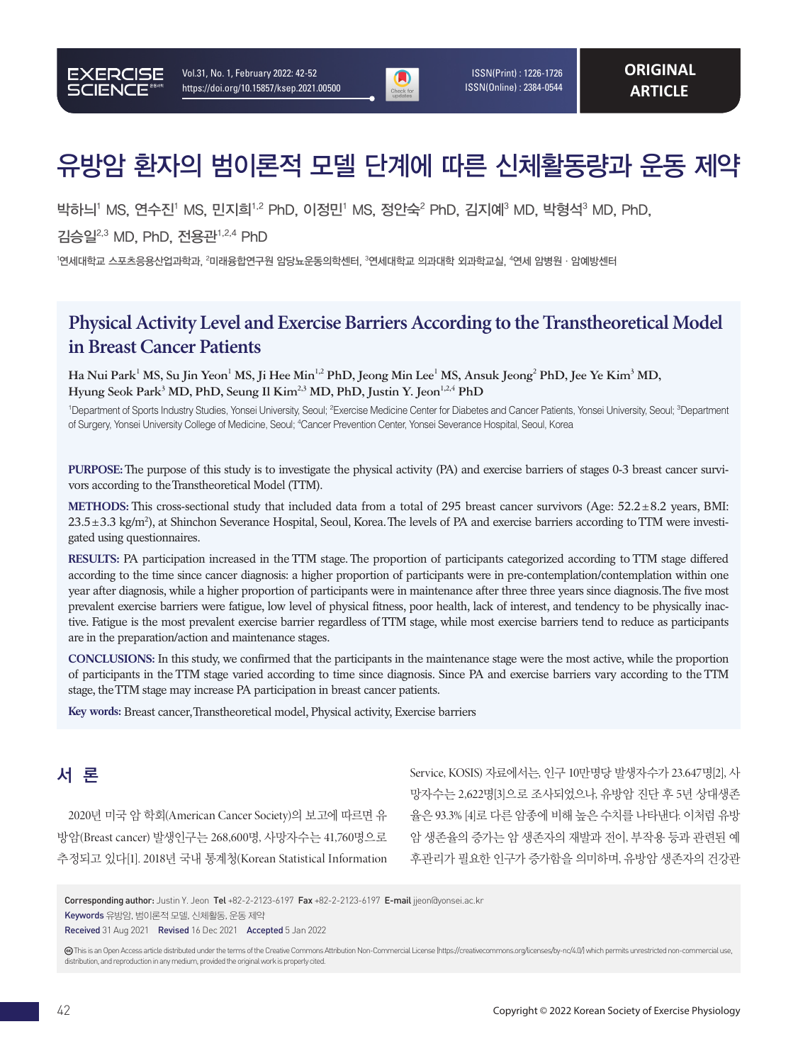ORIGINAL ARTICLE

# 유방암 환자의 범이론적 모델 단계에 따른 신체활동량과 운동 제약

박하늬[1] MS, 연수진[1] MS, 민지희[1,2] PhD, 이정민[1] MS, 정안숙[2] PhD, 김지예[3] MD, 박형석[3] MD, PhD, 김승일[2,3] MD, PhD, 전용관[1,2,4] PhD

[1]연세대학교 스포츠응용산업과학과, [2]미래융합연구원 암당뇨운동의학센터, [3]연세대학교 의과대학 외과학교실, [4]연세 암병원 · 암예방센터

# Physical Activity Level and Exercise Barriers According to the Transtheoretical Model in Breast Cancer Patients

Ha Nui Park[1] MS, Su Jin Yeon[1] MS, Ji Hee Min[1,2] PhD, Jeong Min Lee[1] MS, Ansuk Jeong[2] PhD, Jee Ye Kim[3] MD, Hyung Seok Park[3] MD, PhD, Seung Il Kim[2,3] MD, PhD, Justin Y. Jeon[1,2,4] PhD

[1]Department of Sports Industry Studies, Yonsei University, Seoul; [2]Exercise Medicine Center for Diabetes and Cancer Patients, Yonsei University, Seoul; [3]Department of Surgery, Yonsei University College of Medicine, Seoul; [4]Cancer Prevention Center, Yonsei Severance Hospital, Seoul, Korea

**PURPOSE:** The purpose of this study is to investigate the physical activity (PA) and exercise barriers of stages 0-3 breast cancer survivors according to the Transtheoretical Model (TTM).

**METHODS:** This cross-sectional study that included data from a total of 295 breast cancer survivors (Age: 52.2±8.2 years, BMI: 23.5±3.3 kg/m$^2$), at Shinchon Severance Hospital, Seoul, Korea. The levels of PA and exercise barriers according to TTM were investigated using questionnaires.

**RESULTS:** PA participation increased in the TTM stage. The proportion of participants categorized according to TTM stage differed according to the time since cancer diagnosis: a higher proportion of participants were in pre-contemplation/contemplation within one year after diagnosis, while a higher proportion of participants were in maintenance after three three years since diagnosis. The five most prevalent exercise barriers were fatigue, low level of physical fitness, poor health, lack of interest, and tendency to be physically inactive. Fatigue is the most prevalent exercise barrier regardless of TTM stage, while most exercise barriers tend to reduce as participants are in the preparation/action and maintenance stages.

**CONCLUSIONS:** In this study, we confirmed that the participants in the maintenance stage were the most active, while the proportion of participants in the TTM stage varied according to time since diagnosis. Since PA and exercise barriers vary according to the TTM stage, the TTM stage may increase PA participation in breast cancer patients.

**Key words:** Breast cancer, Transtheoretical model, Physical activity, Exercise barriers

## 서 론

2020년 미국 암 학회(American Cancer Society)의 보고에 따르면 유방암(Breast cancer) 발생인구는 268,600명, 사망자수는 41,760명으로 추정되고 있다[1]. 2018년 국내 통계청(Korean Statistical Information Service, KOSIS) 자료에서는, 인구 10만명당 발생자수가 23.647명[2], 사망자수는 2,622명[3]으로 조사되었으나, 유방암 진단 후 5년 상대생존율은 93.3% [4]로 다른 암종에 비해 높은 수치를 나타낸다. 이처럼 유방암 생존율의 증가는 암 생존자의 재발과 전이, 부작용 등과 관련된 예후관리가 필요한 인구가 증가함을 의미하며, 유방암 생존자의 건강관

**Corresponding author:** Justin Y. Jeon **Tel** +82-2-2123-6197 **Fax** +82-2-2123-6197 **E-mail** jjeon@yonsei.ac.kr
**Keywords** 유방암, 범이론적 모델, 신체활동, 운동 제약
**Received** 31 Aug 2021 **Revised** 16 Dec 2021 **Accepted** 5 Jan 2022

This is an Open Access article distributed under the terms of the Creative Commons Attribution Non-Commercial License (https://creativecommons.org/licenses/by-nc/4.0/) which permits unrestricted non-commercial use, distribution, and reproduction in any medium, provided the original work is properly cited.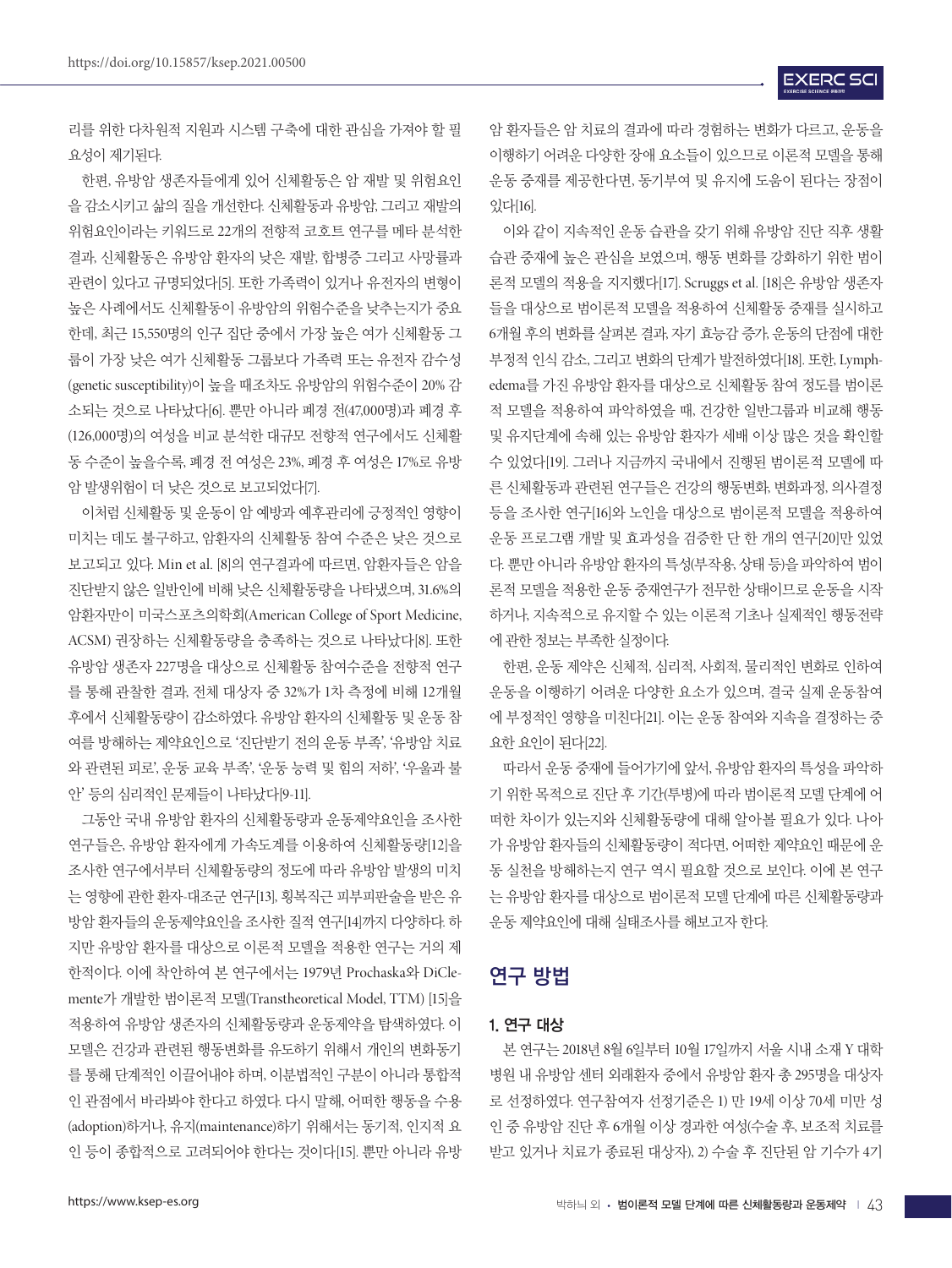리를 위한 다차원적 지원과 시스템 구축에 대한 관심을 가져야 할 필요성이 제기된다.

한편, 유방암 생존자들에게 있어 신체활동은 암 재발 및 위험요인을 감소시키고 삶의 질을 개선한다. 신체활동과 유방암, 그리고 재발의 위험요인이라는 키워드로 22개의 전향적 코호트 연구를 메타 분석한 결과, 신체활동은 유방암 환자의 낮은 재발, 합병증 그리고 사망률과 관련이 있다고 규명되었다[5]. 또한 가족력이 있거나 유전자의 변형이 높은 사례에서도 신체활동이 유방암의 위험수준을 낮추는지가 중요한데, 최근 15,550명의 인구 집단 중에서 가장 높은 여가 신체활동 그룹이 가장 낮은 여가 신체활동 그룹보다 가족력 또는 유전자 감수성(genetic susceptibility)이 높을 때조차도 유방암의 위험수준이 20% 감소되는 것으로 나타났다[6]. 뿐만 아니라 폐경 전(47,000명)과 폐경 후(126,000명)의 여성을 비교 분석한 대규모 전향적 연구에서도 신체활동 수준이 높을수록, 폐경 전 여성은 23%, 폐경 후 여성은 17%로 유방암 발생위험이 더 낮은 것으로 보고되었다[7].

이처럼 신체활동 및 운동이 암 예방과 예후관리에 긍정적인 영향이 미치는 데도 불구하고, 암환자의 신체활동 참여 수준은 낮은 것으로 보고되고 있다. Min et al. [8]의 연구결과에 따르면, 암환자들은 암을 진단받지 않은 일반인에 비해 낮은 신체활동량을 나타냈으며, 31.6%의 암환자만이 미국스포츠의학회(American College of Sport Medicine, ACSM) 권장하는 신체활동량을 충족하는 것으로 나타났다[8]. 또한 유방암 생존자 227명을 대상으로 신체활동 참여수준을 전향적 연구를 통해 관찰한 결과, 전체 대상자 중 32%가 1차 측정에 비해 12개월 후에서 신체활동량이 감소하였다. 유방암 환자의 신체활동 및 운동 참여를 방해하는 제약요인으로 '진단받기 전의 운동 부족', '유방암 치료와 관련된 피로', 운동 교육 부족', '운동 능력 및 힘의 저하', '우울과 불안' 등의 심리적인 문제들이 나타났다[9-11].

그동안 국내 유방암 환자의 신체활동량과 운동제약요인을 조사한 연구들은, 유방암 환자에게 가속도계를 이용하여 신체활동량[12]을 조사한 연구에서부터 신체활동량의 정도에 따라 유방암 발생의 미치는 영향에 관한 환자-대조군 연구[13], 횡복직근 피부피판술을 받은 유방암 환자들의 운동제약요인을 조사한 질적 연구[14]까지 다양하다. 하지만 유방암 환자를 대상으로 이론적 모델을 적용한 연구는 거의 제한적이다. 이에 착안하여 본 연구에서는 1979년 Prochaska와 DiClemente가 개발한 범이론적 모델(Transtheoretical Model, TTM) [15]을 적용하여 유방암 생존자의 신체활동량과 운동제약을 탐색하였다. 이 모델은 건강과 관련된 행동변화를 유도하기 위해서 개인의 변화동기를 통해 단계적인 이끌어내야 하며, 이분법적인 구분이 아니라 통합적인 관점에서 바라봐야 한다고 하였다. 다시 말해, 어떠한 행동을 수용(adoption)하거나, 유지(maintenance)하기 위해서는 동기적, 인지적 요인 등이 종합적으로 고려되어야 한다는 것이다[15]. 뿐만 아니라 유방암 환자들은 암 치료의 결과에 따라 경험하는 변화가 다르고, 운동을 이행하기 어려운 다양한 장애 요소들이 있으므로 이론적 모델을 통해 운동 중재를 제공한다면, 동기부여 및 유지에 도움이 된다는 장점이 있다[16].

이와 같이 지속적인 운동 습관을 갖기 위해 유방암 진단 직후 생활습관 중재에 높은 관심을 보였으며, 행동 변화를 강화하기 위한 범이론적 모델의 적용을 지지했다[17]. Scruggs et al. [18]은 유방암 생존자들을 대상으로 범이론적 모델을 적용하여 신체활동 중재를 실시하고 6개월 후의 변화를 살펴본 결과, 자기 효능감 증가, 운동의 단점에 대한 부정적 인식 감소, 그리고 변화의 단계가 발전하였다[18]. 또한, Lymphedema를 가진 유방암 환자를 대상으로 신체활동 참여 정도를 범이론적 모델을 적용하여 파악하였을 때, 건강한 일반그룹과 비교해 행동 및 유지단계에 속해 있는 유방암 환자가 세배 이상 많은 것을 확인할 수 있었다[19]. 그러나 지금까지 국내에서 진행된 범이론적 모델에 따른 신체활동과 관련된 연구들은 건강의 행동변화, 변화과정, 의사결정 등을 조사한 연구[16]와 노인을 대상으로 범이론적 모델을 적용하여 운동 프로그램 개발 및 효과성을 검증한 단 한 개의 연구[20]만 있었다. 뿐만 아니라 유방암 환자의 특성(부작용, 상태 등)을 파악하여 범이론적 모델을 적용한 운동 중재연구가 전무한 상태이므로 운동을 시작하거나, 지속적으로 유지할 수 있는 이론적 기초나 실제적인 행동전략에 관한 정보는 부족한 실정이다.

한편, 운동 제약은 신체적, 심리적, 사회적, 물리적인 변화로 인하여 운동을 이행하기 어려운 다양한 요소가 있으며, 결국 실제 운동참여에 부정적인 영향을 미친다[21]. 이는 운동 참여와 지속을 결정하는 중요한 요인이 된다[22].

따라서 운동 중재에 들어가기에 앞서, 유방암 환자의 특성을 파악하기 위한 목적으로 진단 후 기간(투병)에 따라 범이론적 모델 단계에 어떠한 차이가 있는지와 신체활동량에 대해 알아볼 필요가 있다. 나아가 유방암 환자들의 신체활동량이 적다면, 어떠한 제약요인 때문에 운동 실천을 방해하는지 연구 역시 필요할 것으로 보인다. 이에 본 연구는 유방암 환자를 대상으로 범이론적 모델 단계에 따른 신체활동량과 운동 제약요인에 대해 실태조사를 해보고자 한다.

## 연구 방법

### 1. 연구 대상

본 연구는 2018년 8월 6일부터 10월 17일까지 서울 시내 소재 Y 대학병원 내 유방암 센터 외래환자 중에서 유방암 환자 총 295명을 대상자로 선정하였다. 연구참여자 선정기준은 1) 만 19세 이상 70세 미만 성인 중 유방암 진단 후 6개월 이상 경과한 여성(수술 후, 보조적 치료를 받고 있거나 치료가 종료된 대상자), 2) 수술 후 진단된 암 기수가 4기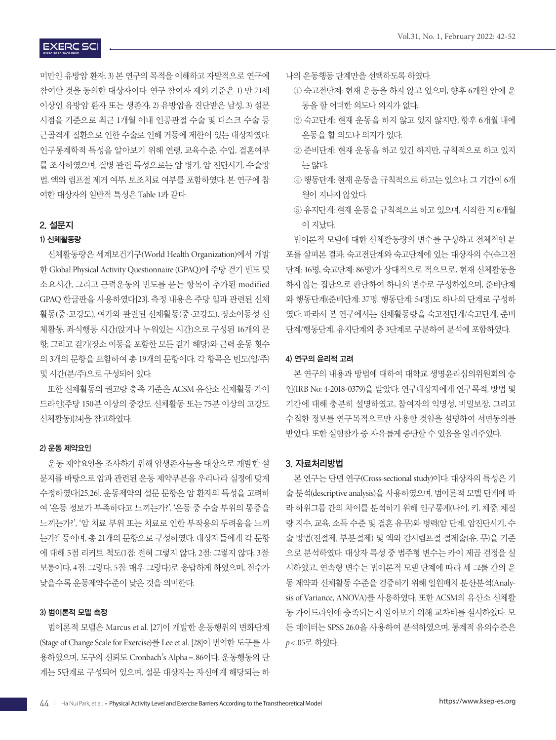미만인 유방암 환자, 3) 본 연구의 목적을 이해하고 자발적으로 연구에 참여할 것을 동의한 대상자이다. 연구 참여자 제외 기준은 1) 만 71세 이상인 유방암 환자 또는 생존자, 2) 유방암을 진단받은 남성, 3) 설문 시점을 기준으로 최근 1개월 이내 인공관절 수술 및 디스크 수술 등 근골격계 질환으로 인한 수술로 인해 거동에 제한이 있는 대상자였다. 인구통계학적 특성을 알아보기 위해 연령, 교육수준, 수입, 결혼여부를 조사하였으며, 질병 관련 특성으로는 암 병기, 암 진단시기, 수술방법, 액와 림프절 제거 여부, 보조치료 여부를 포함하였다. 본 연구에 참여한 대상자의 일반적 특성은 Table 1과 같다.

## 2. 설문지

### 1) 신체활동량

신체활동량은 세계보건기구(World Health Organization)에서 개발한 Global Physical Activity Questionnaire (GPAQ)에 주당 걷기 빈도 및 소요시간, 그리고 근력운동의 빈도를 묻는 항목이 추가된 modified GPAQ 한글판을 사용하였다[23]. 측정 내용은 주당 일과 관련된 신체활동(중·고강도), 여가와 관련된 신체활동(중·고강도), 장소이동성 신체활동, 좌식행동 시간(앉거나 누워있는 시간)으로 구성된 16개의 문항, 그리고 걷기(장소 이동을 포함한 모든 걷기 해당)와 근력 운동 횟수의 3개의 문항을 포함하여 총 19개의 문항이다. 각 항목은 빈도(일/주) 및 시간(분/주)으로 구성되어 있다.

또한 신체활동의 권고량 충족 기준은 ACSM 유산소 신체활동 가이드라인(주당 150분 이상의 중강도 신체활동 또는 75분 이상의 고강도 신체활동)[24]을 참고하였다.

### 2) 운동 제약요인

운동 제약요인을 조사하기 위해 암생존자들을 대상으로 개발한 설문지를 바탕으로 암과 관련된 운동 제약부분을 우리나라 실정에 맞게 수정하였다[25,26]. 운동제약의 설문 문항은 암 환자의 특성을 고려하여 '운동 정보가 부족하다고 느끼는가?', '운동 중 수술 부위의 통증을 느끼는가?', '암 치료 부위 또는 치료로 인한 부작용의 두려움을 느끼는가?' 등이며, 총 21개의 문항으로 구성하였다. 대상자들에게 각 문항에 대해 5점 리커트 척도(1점: 전혀 그렇지 않다, 2점: 그렇지 않다, 3점: 보통이다, 4점: 그렇다, 5점: 매우 그렇다)로 응답하게 하였으며, 점수가 낮을수록 운동제약수준이 낮은 것을 의미한다.

### 3) 범이론적 모델 측정

범이론적 모델은 Marcus et al. [27]이 개발한 운동행위의 변화단계(Stage of Change Scale for Exercise)를 Lee et al. [28]이 번역한 도구를 사용하였으며, 도구의 신뢰도 Cronbach's Alpha = .86이다. 운동행동의 단계는 5단계로 구성되어 있으며, 설문 대상자는 자신에게 해당되는 하나의 운동행동 단계만을 선택하도록 하였다.

① 숙고전단계: 현재 운동을 하지 않고 있으며, 향후 6개월 안에 운동을 할 어떠한 의도나 의지가 없다.

② 숙고단계: 현재 운동을 하지 않고 있지 않지만, 향후 6개월 내에 운동을 할 의도나 의지가 있다.

③ 준비단계: 현재 운동을 하고 있긴 하지만, 규칙적으로 하고 있지는 않다.

④ 행동단계: 현재 운동을 규칙적으로 하고는 있으나, 그 기간이 6개월이 지나지 않았다.

⑤ 유지단계: 현재 운동을 규칙적으로 하고 있으며, 시작한 지 6개월이 지났다.

범이론적 모델에 대한 신체활동량의 변수를 구성하고 전체적인 분포를 살펴본 결과, 숙고전단계와 숙고단계에 있는 대상자의 수(숙고전단계: 16명, 숙고단계: 86명)가 상대적으로 적으므로, 현재 신체활동을 하지 않는 집단으로 판단하여 하나의 변수로 구성하였으며, 준비단계와 행동단계(준비단계: 37명, 행동단계: 54명)도 하나의 단계로 구성하였다. 따라서 본 연구에서는 신체활동량을 숙고전단계/숙고단계, 준비단계/행동단계, 유지단계의 총 3단계로 구분하여 분석에 포함하였다.

### 4) 연구의 윤리적 고려

본 연구의 내용과 방법에 대하여 대학교 생명윤리심의위원회의 승인(IRB No: 4-2018-0379)을 받았다. 연구대상자에게 연구목적, 방법 및 기간에 대해 충분히 설명하였고, 참여자의 익명성, 비밀보장, 그리고 수집한 정보를 연구목적으로만 사용할 것임을 설명하여 서면동의를 받았다. 또한 실험참가 중 자유롭게 중단할 수 있음을 알려주었다.

## 3. 자료처리방법

본 연구는 단면 연구(Cross-sectional study)이다. 대상자의 특성은 기술 분석(descriptive analysis)을 사용하였으며, 범이론적 모델 단계에 따라 하위그룹 간의 차이를 분석하기 위해 인구통계(나이, 키, 체중, 체질량 지수, 교육, 소득 수준 및 결혼 유무)와 병력(암 단계, 암진단시기, 수술 방법(전절제, 부분절제) 및 액와 감시림프절 절제술(유, 무)을 기준으로 분석하였다. 대상자 특성 중 범주형 변수는 카이 제곱 검정을 실시하였고, 연속형 변수는 범이론적 모델 단계에 따라 세 그룹 간의 운동 제약과 신체활동 수준을 검증하기 위해 일원배치 분산분석(Analysis of Variance, ANOVA)를 사용하였다. 또한 ACSM의 유산소 신체활동 가이드라인에 충족되는지 알아보기 위해 교차비를 실시하였다. 모든 데이터는 SPSS 26.0을 사용하여 분석하였으며, 통계적 유의수준은 $p < .05$로 하였다.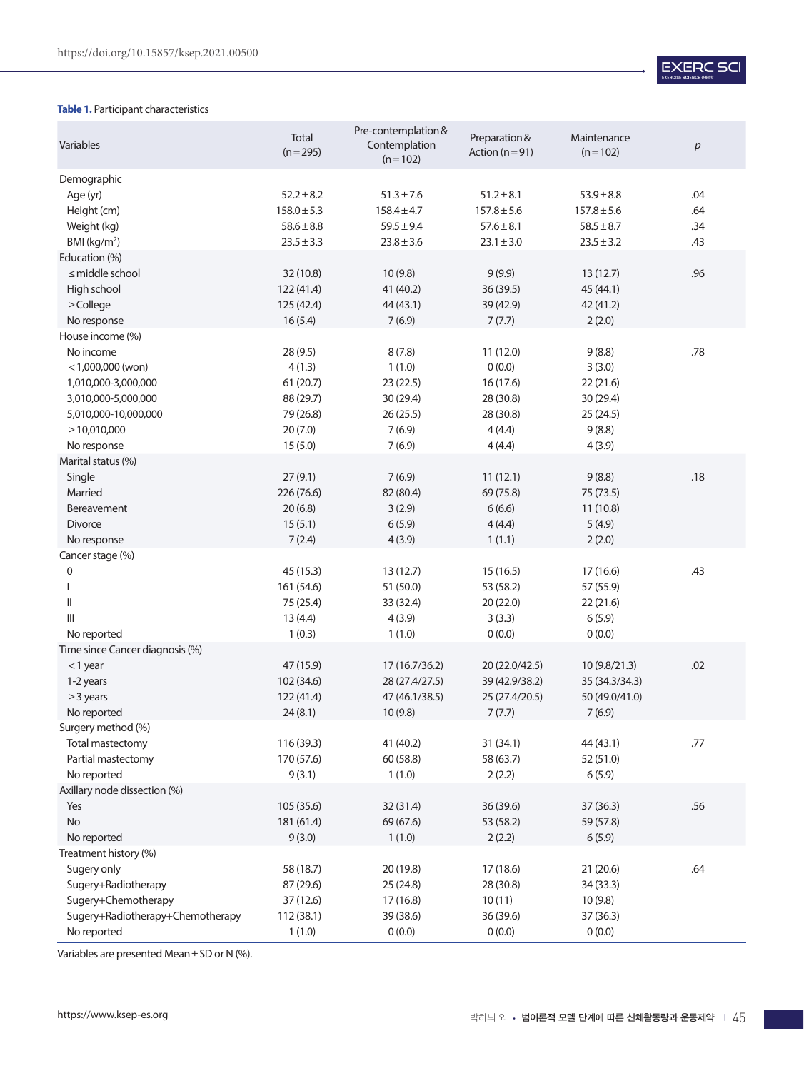**Table 1.** Participant characteristics

| Variables | Total (n=295) | Pre-contemplation & Contemplation (n=102) | Preparation & Action (n=91) | Maintenance (n=102) | *p* |
|---|---|---|---|---|---|
| Demographic | | | | | |
| Age (yr) | 52.2±8.2 | 51.3±7.6 | 51.2±8.1 | 53.9±8.8 | .04 |
| Height (cm) | 158.0±5.3 | 158.4±4.7 | 157.8±5.6 | 157.8±5.6 | .64 |
| Weight (kg) | 58.6±8.8 | 59.5±9.4 | 57.6±8.1 | 58.5±8.7 | .34 |
| BMI (kg/m$^2$) | 23.5±3.3 | 23.8±3.6 | 23.1±3.0 | 23.5±3.2 | .43 |
| Education (%) | | | | | |
| ≤middle school | 32 (10.8) | 10 (9.8) | 9 (9.9) | 13 (12.7) | .96 |
| High school | 122 (41.4) | 41 (40.2) | 36 (39.5) | 45 (44.1) | |
| ≥College | 125 (42.4) | 44 (43.1) | 39 (42.9) | 42 (41.2) | |
| No response | 16 (5.4) | 7 (6.9) | 7 (7.7) | 2 (2.0) | |
| House income (%) | | | | | |
| No income | 28 (9.5) | 8 (7.8) | 11 (12.0) | 9 (8.8) | .78 |
| <1,000,000 (won) | 4 (1.3) | 1 (1.0) | 0 (0.0) | 3 (3.0) | |
| 1,010,000-3,000,000 | 61 (20.7) | 23 (22.5) | 16 (17.6) | 22 (21.6) | |
| 3,010,000-5,000,000 | 88 (29.7) | 30 (29.4) | 28 (30.8) | 30 (29.4) | |
| 5,010,000-10,000,000 | 79 (26.8) | 26 (25.5) | 28 (30.8) | 25 (24.5) | |
| ≥10,010,000 | 20 (7.0) | 7 (6.9) | 4 (4.4) | 9 (8.8) | |
| No response | 15 (5.0) | 7 (6.9) | 4 (4.4) | 4 (3.9) | |
| Marital status (%) | | | | | |
| Single | 27 (9.1) | 7 (6.9) | 11 (12.1) | 9 (8.8) | .18 |
| Married | 226 (76.6) | 82 (80.4) | 69 (75.8) | 75 (73.5) | |
| Bereavement | 20 (6.8) | 3 (2.9) | 6 (6.6) | 11 (10.8) | |
| Divorce | 15 (5.1) | 6 (5.9) | 4 (4.4) | 5 (4.9) | |
| No response | 7 (2.4) | 4 (3.9) | 1 (1.1) | 2 (2.0) | |
| Cancer stage (%) | | | | | |
| 0 | 45 (15.3) | 13 (12.7) | 15 (16.5) | 17 (16.6) | .43 |
| I | 161 (54.6) | 51 (50.0) | 53 (58.2) | 57 (55.9) | |
| II | 75 (25.4) | 33 (32.4) | 20 (22.0) | 22 (21.6) | |
| III | 13 (4.4) | 4 (3.9) | 3 (3.3) | 6 (5.9) | |
| No reported | 1 (0.3) | 1 (1.0) | 0 (0.0) | 0 (0.0) | |
| Time since Cancer diagnosis (%) | | | | | |
| <1 year | 47 (15.9) | 17 (16.7/36.2) | 20 (22.0/42.5) | 10 (9.8/21.3) | .02 |
| 1-2 years | 102 (34.6) | 28 (27.4/27.5) | 39 (42.9/38.2) | 35 (34.3/34.3) | |
| ≥3 years | 122 (41.4) | 47 (46.1/38.5) | 25 (27.4/20.5) | 50 (49.0/41.0) | |
| No reported | 24 (8.1) | 10 (9.8) | 7 (7.7) | 7 (6.9) | |
| Surgery method (%) | | | | | |
| Total mastectomy | 116 (39.3) | 41 (40.2) | 31 (34.1) | 44 (43.1) | .77 |
| Partial mastectomy | 170 (57.6) | 60 (58.8) | 58 (63.7) | 52 (51.0) | |
| No reported | 9 (3.1) | 1 (1.0) | 2 (2.2) | 6 (5.9) | |
| Axillary node dissection (%) | | | | | |
| Yes | 105 (35.6) | 32 (31.4) | 36 (39.6) | 37 (36.3) | .56 |
| No | 181 (61.4) | 69 (67.6) | 53 (58.2) | 59 (57.8) | |
| No reported | 9 (3.0) | 1 (1.0) | 2 (2.2) | 6 (5.9) | |
| Treatment history (%) | | | | | |
| Sugery only | 58 (18.7) | 20 (19.8) | 17 (18.6) | 21 (20.6) | .64 |
| Sugery+Radiotherapy | 87 (29.6) | 25 (24.8) | 28 (30.8) | 34 (33.3) | |
| Sugery+Chemotherapy | 37 (12.6) | 17 (16.8) | 10 (11) | 10 (9.8) | |
| Sugery+Radiotherapy+Chemotherapy | 112 (38.1) | 39 (38.6) | 36 (39.6) | 37 (36.3) | |
| No reported | 1 (1.0) | 0 (0.0) | 0 (0.0) | 0 (0.0) | |

Variables are presented Mean±SD or N (%).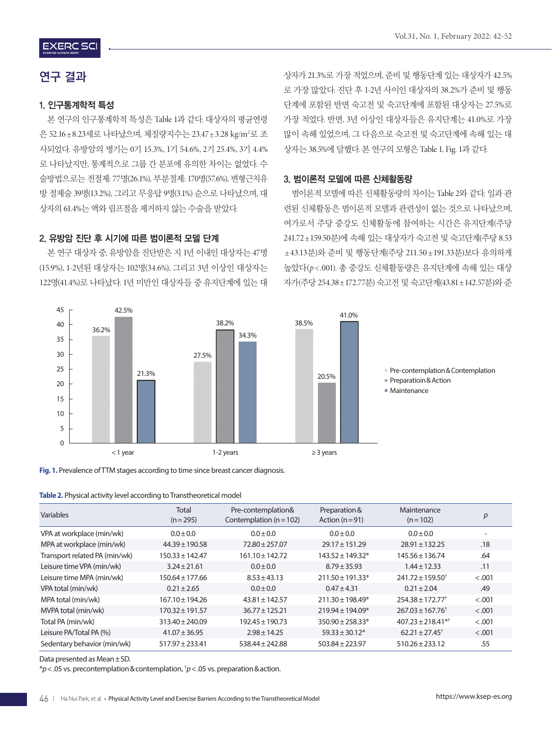## 연구 결과

### 1. 인구통계학적 특성

본 연구의 인구통계학적 특성은 Table 1과 같다. 대상자의 평균연령은 52.16±8.23세로 나타났으며, 체질량지수는 23.47±3.28 kg/m²로 조사되었다. 유방암의 병기는 0기 15.3%, 1기 54.6%, 2기 25.4%, 3기 4.4%로 나타났지만, 통계적으로 그룹 간 분포에 유의한 차이는 없었다. 수술방법으로는 전절제: 77명(26.1%), 부분절제: 170명(57.6%), 변형근치유방 절제술 39명(13.2%), 그리고 무응답 9명(3.1%) 순으로 나타났으며, 대상자의 61.4%는 액와 림프절을 제거하지 않는 수술을 받았다.

### 2. 유방암 진단 후 시기에 따른 범이론적 모델 단계

본 연구 대상자 중, 유방암을 진단받은 지 1년 이내인 대상자는 47명(15.9%), 1-2년된 대상자는 102명(34.6%), 그리고 3년 이상인 대상자는 122명(41.4%)로 나타났다. 1년 미만인 대상자들 중 유지단계에 있는 대상자가 21.3%로 가장 적었으며, 준비 및 행동단계 있는 대상자가 42.5%로 가장 많았다. 진단 후 1-2년 사이인 대상자의 38.2%가 준비 및 행동단계에 포함된 반면 숙고전 및 숙고단계에 포함된 대상자는 27.5%로 가장 적었다. 반면, 3년 이상인 대상자들은 유지단계는 41.0%로 가장 많이 속해 있었으며, 그 다음으로 숙고전 및 숙고단계에 속해 있는 대상자는 38.5%에 달했다. 본 연구의 모형은 Table 1, Fig. 1과 같다.

### 3. 범이론적 모델에 따른 신체활동량

범이론적 모델에 따른 신체활동량의 차이는 Table 2와 같다. 일과 관련된 신체활동은 범이론적 모델과 관련성이 없는 것으로 나타났으며, 여가로서 주당 중강도 신체활동에 참여하는 시간은 유지단계(주당 241.72±159.50분)에 속해 있는 대상자가 숙고전 및 숙고단계(주당 8.53±43.13분)와 준비 및 행동단계(주당 211.50±191.33분)보다 유의하게 높았다($p<.001$). 총 중강도 신체활동량은 유지단계에 속해 있는 대상자가(주당 254.38±172.77분) 숙고전 및 숙고단계(43.81±142.57분)와 준

| | < 1 year | 1-2 years | ≥ 3 years |
|---|---|---|---|
| Pre-contemplation & Contemplation | 36.2% | 27.5% | 38.5% |
| Preparatioin & Action | 42.5% | 38.2% | 20.5% |
| Maintenance | 21.3% | 34.3% | 41.0% |

**Fig. 1.** Prevalence of TTM stages according to time since breast cancer diagnosis.

**Table 2.** Physical activity level according to Transtheoretical model

| Variables | Total (n=295) | Pre-contemplation& Contemplation (n=102) | Preparation & Action (n=91) | Maintenance (n=102) | *p* |
|---|---|---|---|---|---|
| VPA at workplace (min/wk) | 0.0±0.0 | 0.0±0.0 | 0.0±0.0 | 0.0±0.0 | - |
| MPA at workplace (min/wk) | 44.39±190.58 | 72.80±257.07 | 29.17±151.29 | 28.91±132.25 | .18 |
| Transport related PA (min/wk) | 150.33±142.47 | 161.10±142.72 | 143.52±149.32* | 145.56±136.74 | .64 |
| Leisure time VPA (min/wk) | 3.24±21.61 | 0.0±0.0 | 8.79±35.93 | 1.44±12.33 | .11 |
| Leisure time MPA (min/wk) | 150.64±177.66 | 8.53±43.13 | 211.50±191.33* | 241.72±159.50† | <.001 |
| VPA total (min/wk) | 0.21±2.65 | 0.0±0.0 | 0.47±4.31 | 0.21±2.04 | .49 |
| MPA total (min/wk) | 167.10±194.26 | 43.81±142.57 | 211.30±198.49* | 254.38±172.77† | <.001 |
| MVPA total (min/wk) | 170.32±191.57 | 36.77±125.21 | 219.94±194.09* | 267.03±167.76† | <.001 |
| Total PA (min/wk) | 313.40±240.09 | 192.45±190.73 | 350.90±258.33* | 407.23±218.41*† | <.001 |
| Leisure PA/Total PA (%) | 41.07±36.95 | 2.98±14.25 | 59.33±30.12* | 62.21±27.45† | <.001 |
| Sedentary behavior (min/wk) | 517.97±233.41 | 538.44±242.88 | 503.84±223.97 | 510.26±233.12 | .55 |

Data presented as Mean±SD.
*$p<.05$ vs. precontemplation&contemplation, †$p<.05$ vs. preparation&action.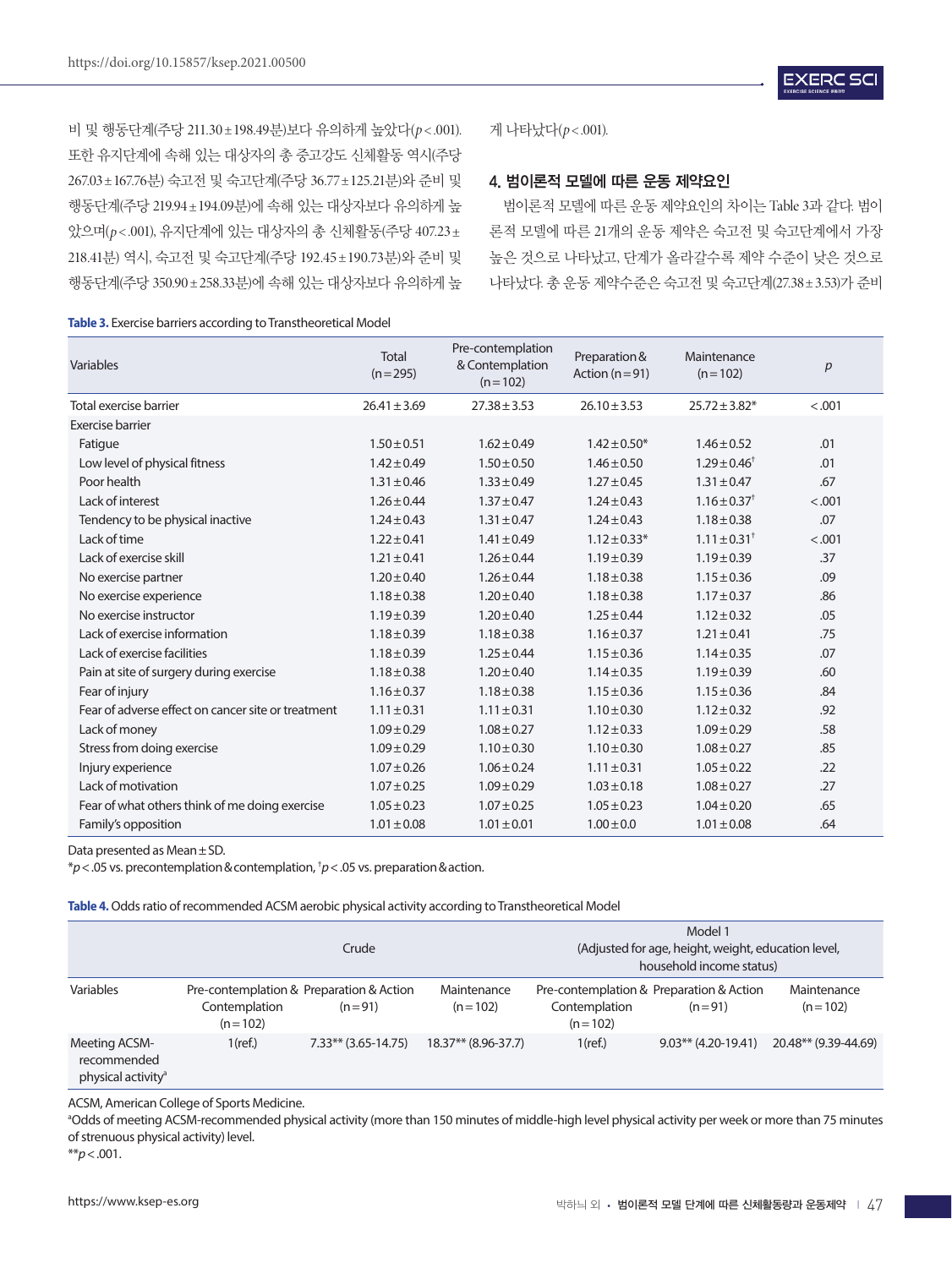비 및 행동단계(주당 211.30±198.49분)보다 유의하게 높았다($p<.001$). 또한 유지단계에 속해 있는 대상자의 총 중고강도 신체활동 역시(주당 267.03±167.76분) 숙고전 및 숙고단계(주당 36.77±125.21분)와 준비 및 행동단계(주당 219.94±194.09분)에 속해 있는 대상자보다 유의하게 높았으며($p<.001$), 유지단계에 있는 대상자의 총 신체활동(주당 407.23±218.41분) 역시, 숙고전 및 숙고단계(주당 192.45±190.73분)와 준비 및 행동단계(주당 350.90±258.33분)에 속해 있는 대상자보다 유의하게 높게 나타났다($p<.001$).

## 4. 범이론적 모델에 따른 운동 제약요인

범이론적 모델에 따른 운동 제약요인의 차이는 Table 3과 같다. 범이론적 모델에 따른 21개의 운동 제약은 숙고전 및 숙고단계에서 가장 높은 것으로 나타났고, 단계가 올라갈수록 제약 수준이 낮은 것으로 나타났다. 총 운동 제약수준은 숙고전 및 숙고단계(27.38±3.53)가 준비

**Table 3.** Exercise barriers according to Transtheoretical Model

| Variables | Total (n=295) | Pre-contemplation & Contemplation (n=102) | Preparation & Action (n=91) | Maintenance (n=102) | p |
|---|---|---|---|---|---|
| Total exercise barrier | 26.41±3.69 | 27.38±3.53 | 26.10±3.53 | 25.72±3.82* | <.001 |
| Exercise barrier | | | | | |
| Fatigue | 1.50±0.51 | 1.62±0.49 | 1.42±0.50* | 1.46±0.52 | .01 |
| Low level of physical fitness | 1.42±0.49 | 1.50±0.50 | 1.46±0.50 | 1.29±0.46† | .01 |
| Poor health | 1.31±0.46 | 1.33±0.49 | 1.27±0.45 | 1.31±0.47 | .67 |
| Lack of interest | 1.26±0.44 | 1.37±0.47 | 1.24±0.43 | 1.16±0.37† | <.001 |
| Tendency to be physical inactive | 1.24±0.43 | 1.31±0.47 | 1.24±0.43 | 1.18±0.38 | .07 |
| Lack of time | 1.22±0.41 | 1.41±0.49 | 1.12±0.33* | 1.11±0.31† | <.001 |
| Lack of exercise skill | 1.21±0.41 | 1.26±0.44 | 1.19±0.39 | 1.19±0.39 | .37 |
| No exercise partner | 1.20±0.40 | 1.26±0.44 | 1.18±0.38 | 1.15±0.36 | .09 |
| No exercise experience | 1.18±0.38 | 1.20±0.40 | 1.18±0.38 | 1.17±0.37 | .86 |
| No exercise instructor | 1.19±0.39 | 1.20±0.40 | 1.25±0.44 | 1.12±0.32 | .05 |
| Lack of exercise information | 1.18±0.39 | 1.18±0.38 | 1.16±0.37 | 1.21±0.41 | .75 |
| Lack of exercise facilities | 1.18±0.39 | 1.25±0.44 | 1.15±0.36 | 1.14±0.35 | .07 |
| Pain at site of surgery during exercise | 1.18±0.38 | 1.20±0.40 | 1.14±0.35 | 1.19±0.39 | .60 |
| Fear of injury | 1.16±0.37 | 1.18±0.38 | 1.15±0.36 | 1.15±0.36 | .84 |
| Fear of adverse effect on cancer site or treatment | 1.11±0.31 | 1.11±0.31 | 1.10±0.30 | 1.12±0.32 | .92 |
| Lack of money | 1.09±0.29 | 1.08±0.27 | 1.12±0.33 | 1.09±0.29 | .58 |
| Stress from doing exercise | 1.09±0.29 | 1.10±0.30 | 1.10±0.30 | 1.08±0.27 | .85 |
| Injury experience | 1.07±0.26 | 1.06±0.24 | 1.11±0.31 | 1.05±0.22 | .22 |
| Lack of motivation | 1.07±0.25 | 1.09±0.29 | 1.03±0.18 | 1.08±0.27 | .27 |
| Fear of what others think of me doing exercise | 1.05±0.23 | 1.07±0.25 | 1.05±0.23 | 1.04±0.20 | .65 |
| Family's opposition | 1.01±0.08 | 1.01±0.01 | 1.00±0.0 | 1.01±0.08 | .64 |

Data presented as Mean±SD.
*$p<.05$ vs. precontemplation & contemplation, †$p<.05$ vs. preparation & action.

**Table 4.** Odds ratio of recommended ACSM aerobic physical activity according to Transtheoretical Model

| | Crude | | | Model 1 (Adjusted for age, height, weight, education level, household income status) | | |
|---|---|---|---|---|---|---|
| Variables | Pre-contemplation & Contemplation (n=102) | Preparation & Action (n=91) | Maintenance (n=102) | Pre-contemplation & Contemplation (n=102) | Preparation & Action (n=91) | Maintenance (n=102) |
| Meeting ACSM-recommended physical activity[a] | 1(ref.) | 7.33** (3.65-14.75) | 18.37** (8.96-37.7) | 1(ref.) | 9.03** (4.20-19.41) | 20.48** (9.39-44.69) |

ACSM, American College of Sports Medicine.
[a]Odds of meeting ACSM-recommended physical activity (more than 150 minutes of middle-high level physical activity per week or more than 75 minutes of strenuous physical activity) level.
**$p<.001$.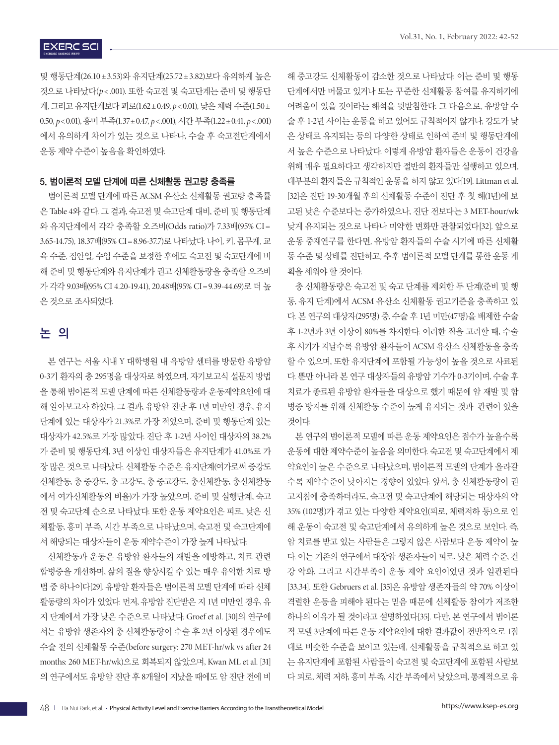및 행동단계(26.10±3.53)와 유지단계(25.72±3.82)보다 유의하게 높은 것으로 나타났다($p<.001$). 또한 숙고전 및 숙고단계는 준비 및 행동단계, 그리고 유지단계보다 피로(1.62±0.49, $p<0.01$), 낮은 체력 수준(1.50±0.50, $p<0.01$), 흥미 부족(1.37±0.47, $p<.001$), 시간 부족(1.22±0.41, $p<.001$)에서 유의하게 차이가 있는 것으로 나타나, 수술 후 숙고전단계에서 운동 제약 수준이 높음을 확인하였다.

### 5. 범이론적 모델 단계에 따른 신체활동 권고량 충족률

범이론적 모델 단계에 따른 ACSM 유산소 신체활동 권고량 충족률은 Table 4와 같다. 그 결과, 숙고전 및 숙고단계 대비, 준비 및 행동단계와 유지단계에서 각각 충족할 오즈비(Odds ratio)가 7.33배(95% CI=3.65-14.75), 18.37배(95% CI=8.96-37.7)로 나타났다. 나이, 키, 몸무게, 교육 수준, 집안일, 수입 수준을 보정한 후에도 숙고전 및 숙고단계에 비해 준비 및 행동단계와 유지단계가 권고 신체활동량을 충족할 오즈비가 각각 9.03배(95% CI 4.20-19.41), 20.48배(95% CI=9.39-44.69)로 더 높은 것으로 조사되었다.

## 논 의

본 연구는 서울 시내 Y 대학병원 내 유방암 센터를 방문한 유방암 0-3기 환자의 총 295명을 대상자로 하였으며, 자기보고식 설문지 방법을 통해 범이론적 모델 단계에 따른 신체활동량과 운동제약요인에 대해 알아보고자 하였다. 그 결과, 유방암 진단 후 1년 미만인 경우, 유지단계에 있는 대상자가 21.3%로 가장 적었으며, 준비 및 행동단계 있는 대상자가 42.5%로 가장 많았다. 진단 후 1-2년 사이인 대상자의 38.2%가 준비 및 행동단계, 3년 이상인 대상자들은 유지단계가 41.0%로 가장 많은 것으로 나타났다. 신체활동 수준은 유지단계(여가로써 중강도 신체활동, 총 중강도, 총 고강도, 총 중고강도, 총신체활동, 총신체활동에서 여가신체활동의 비율)가 가장 높았으며, 준비 및 실행단계, 숙고전 및 숙고단계 순으로 나타났다. 또한 운동 제약요인은 피로, 낮은 신체활동, 흥미 부족, 시간 부족으로 나타났으며, 숙고전 및 숙고단계에서 해당되는 대상자들이 운동 제약수준이 가장 높게 나타났다.

신체활동과 운동은 유방암 환자들의 재발을 예방하고, 치료 관련 합병증을 개선하며, 삶의 질을 향상시킬 수 있는 매우 유익한 치료 방법 중 하나이다[29]. 유방암 환자들은 범이론적 모델 단계에 따라 신체활동량의 차이가 있었다. 먼저, 유방암 진단받은 지 1년 미만인 경우, 유지 단계에서 가장 낮은 수준으로 나타났다. Groef et al. [30]의 연구에서는 유방암 생존자의 총 신체활동량이 수술 후 2년 이상된 경우에도 수술 전의 신체활동 수준(before surgery: 270 MET-hr/wk vs after 24 months: 260 MET-hr/wk)으로 회복되지 않았으며, Kwan ML et al. [31]의 연구에서도 유방암 진단 후 8개월이 지났을 때에도 암 진단 전에 비해 중고강도 신체활동이 감소한 것으로 나타났다. 이는 준비 및 행동단계에서만 머물고 있거나 또는 꾸준한 신체활동 참여를 유지하기에 어려움이 있을 것이라는 해석을 뒷받침한다. 그 다음으로, 유방암 수술 후 1-2년 사이는 운동을 하고 있어도 규칙적이지 않거나, 강도가 낮은 상태로 유지되는 등의 다양한 상태로 인하여 준비 및 행동단계에서 높은 수준으로 나타났다. 이렇게 유방암 환자들은 운동이 건강을 위해 매우 필요하다고 생각하지만 절반의 환자들만 실행하고 있으며, 대부분의 환자들은 규칙적인 운동을 하지 않고 있다[19]. Littman et al. [32]은 진단 19-30개월 후의 신체활동 수준이 진단 후 첫 해(1년)에 보고된 낮은 수준보다는 증가하였으나, 진단 전보다는 3 MET-hour/wk 낮게 유지되는 것으로 나타나 미약한 변화만 관찰되었다[32]. 앞으로 운동 중재연구를 한다면, 유방암 환자들의 수술 시기에 따른 신체활동 수준 및 상태를 진단하고, 추후 범이론적 모델 단계를 통한 운동 계획을 세워야 할 것이다.

총 신체활동량은 숙고전 및 숙고 단계를 제외한 두 단계(준비 및 행동, 유지 단계)에서 ACSM 유산소 신체활동 권고기준을 충족하고 있다. 본 연구의 대상자(295명) 중, 수술 후 1년 미만(47명)을 배제한 수술 후 1-2년과 3년 이상이 80%를 차지한다. 이러한 점을 고려할 때, 수술 후 시기가 지날수록 유방암 환자들이 ACSM 유산소 신체활동을 충족할 수 있으며, 또한 유지단계에 포함될 가능성이 높을 것으로 사료된다. 뿐만 아니라 본 연구 대상자들의 유방암 기수가 0-3기이며, 수술 후 치료가 종료된 유방암 환자들을 대상으로 했기 때문에 암 재발 및 합병증 방지를 위해 신체활동 수준이 높게 유지되는 것과  관련이 있을 것이다.

본 연구의 범이론적 모델에 따른 운동 제약요인은 점수가 높을수록 운동에 대한 제약수준이 높음을 의미한다. 숙고전 및 숙고단계에서 제약요인이 높은 수준으로 나타났으며, 범이론적 모델의 단계가 올라갈수록 제약수준이 낮아지는 경향이 있었다. 앞서, 총 신체활동량이 권고지침에 충족하더라도, 숙고전 및 숙고단계에 해당되는 대상자의 약 35% (102명)가 겪고 있는 다양한 제약요인(피로, 체력저하 등)으로 인해 운동이 숙고전 및 숙고단계에서 유의하게 높은 것으로 보인다. 즉, 암 치료를 받고 있는 사람들은 그렇지 않은 사람보다 운동 제약이 높다. 이는 기존의 연구에서 대장암 생존자들이 피로, 낮은 체력 수준, 건강 악화, 그리고 시간부족이 운동 제약 요인이었던 것과 일관된다[33,34]. 또한 Gebruers et al. [35]은 유방암 생존자들의 약 70% 이상이 격렬한 운동을 피해야 된다는 믿음 때문에 신체활동 참여가 저조한 하나의 이유가 될 것이라고 설명하였다[35]. 다만, 본 연구에서 범이론적 모델 3단계에 따른 운동 제약요인에 대한 결과값이 전반적으로 1점대로 비슷한 수준을 보이고 있는데, 신체활동을 규칙적으로 하고 있는 유지단계에 포함된 사람들이 숙고전 및 숙고단계에 포함된 사람보다 피로, 체력 저하, 흥미 부족, 시간 부족에서 낮았으며, 통계적으로 유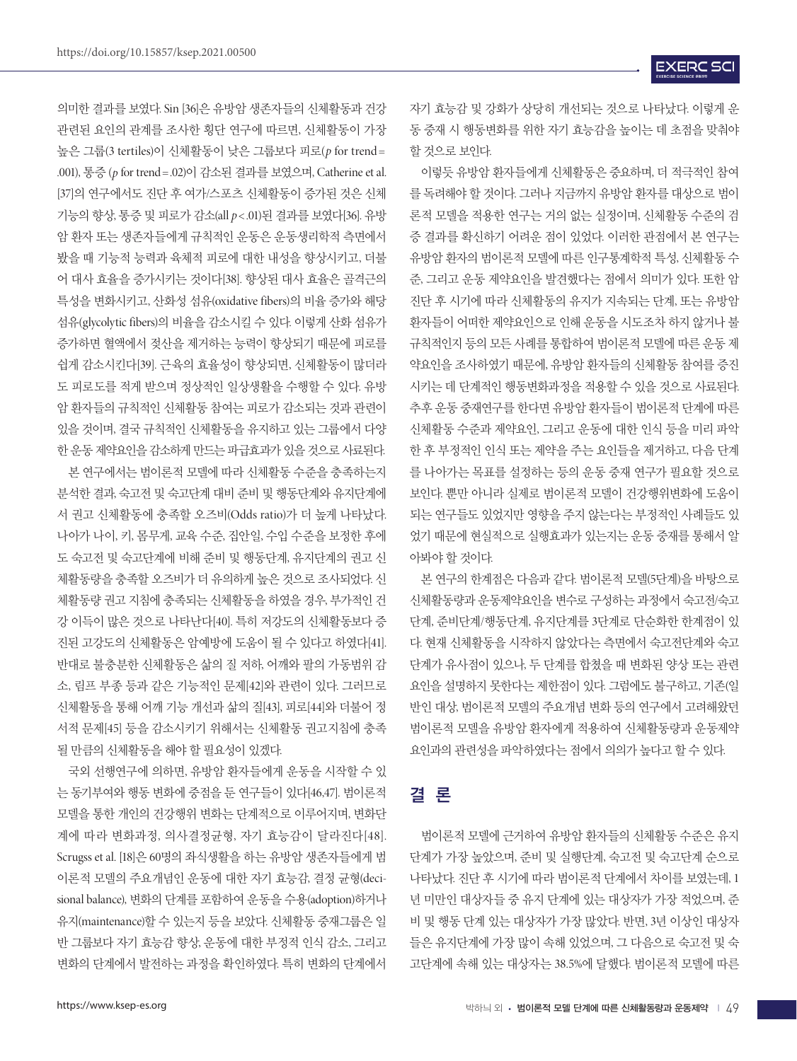의미한 결과를 보였다. Sin [36]은 유방암 생존자들의 신체활동과 건강 관련된 요인의 관계를 조사한 횡단 연구에 따르면, 신체활동이 가장 높은 그룹(3 tertiles)이 신체활동이 낮은 그룹보다 피로($p$ for trend = .001), 통증 ($p$ for trend = .02)이 감소된 결과를 보였으며, Catherine et al. [37]의 연구에서도 진단 후 여가/스포츠 신체활동이 증가된 것은 신체 기능의 향상, 통증 및 피로가 감소(all $p < .01$)된 결과를 보였다[36]. 유방암 환자 또는 생존자들에게 규칙적인 운동은 운동생리학적 측면에서 봤을 때 기능적 능력과 육체적 피로에 대한 내성을 향상시키고, 더불어 대사 효율을 증가시키는 것이다[38]. 향상된 대사 효율은 골격근의 특성을 변화시키고, 산화성 섬유(oxidative fibers)의 비율 증가와 해당 섬유(glycolytic fibers)의 비율을 감소시킬 수 있다. 이렇게 산화 섬유가 증가하면 혈액에서 젖산을 제거하는 능력이 향상되기 때문에 피로를 쉽게 감소시킨다[39]. 근육의 효율성이 향상되면, 신체활동이 많더라도 피로도를 적게 받으며 정상적인 일상생활을 수행할 수 있다. 유방암 환자들의 규칙적인 신체활동 참여는 피로가 감소되는 것과 관련이 있을 것이며, 결국 규칙적인 신체활동을 유지하고 있는 그룹에서 다양한 운동 제약요인을 감소하게 만드는 파급효과가 있을 것으로 사료된다.

본 연구에서는 범이론적 모델에 따라 신체활동 수준을 충족하는지 분석한 결과, 숙고전 및 숙고단계 대비 준비 및 행동단계와 유지단계에서 권고 신체활동에 충족할 오즈비(Odds ratio)가 더 높게 나타났다. 나아가 나이, 키, 몸무게, 교육 수준, 집안일, 수입 수준을 보정한 후에도 숙고전 및 숙고단계에 비해 준비 및 행동단계, 유지단계의 권고 신체활동량을 충족할 오즈비가 더 유의하게 높은 것으로 조사되었다. 신체활동량 권고 지침에 충족되는 신체활동을 하였을 경우, 부가적인 건강 이득이 많은 것으로 나타난다[40]. 특히 저강도의 신체활동보다 증진된 고강도의 신체활동은 암예방에 도움이 될 수 있다고 하였다[41]. 반대로 불충분한 신체활동은 삶의 질 저하, 어깨와 팔의 가동범위 감소, 림프 부종 등과 같은 기능적인 문제[42]와 관련이 있다. 그러므로 신체활동을 통해 어깨 기능 개선과 삶의 질[43], 피로[44]와 더불어 정서적 문제[45] 등을 감소시키기 위해서는 신체활동 권고지침에 충족될 만큼의 신체활동을 해야 할 필요성이 있겠다.

국외 선행연구에 의하면, 유방암 환자들에게 운동을 시작할 수 있는 동기부여와 행동 변화에 중점을 둔 연구들이 있다[46,47]. 범이론적 모델을 통한 개인의 건강행위 변화는 단계적으로 이루어지며, 변화단계에 따라 변화과정, 의사결정균형, 자기 효능감이 달라진다[48]. Scrugss et al. [18]은 60명의 좌식생활을 하는 유방암 생존자들에게 범이론적 모델의 주요개념인 운동에 대한 자기 효능감, 결정 균형(decisional balance), 변화의 단계를 포함하여 운동을 수용(adoption)하거나 유지(maintenance)할 수 있는지 등을 보았다. 신체활동 중재그룹은 일반 그룹보다 자기 효능감 향상, 운동에 대한 부정적 인식 감소, 그리고 변화의 단계에서 발전하는 과정을 확인하였다. 특히 변화의 단계에서 자기 효능감 및 강화가 상당히 개선되는 것으로 나타났다. 이렇게 운동 중재 시 행동변화를 위한 자기 효능감을 높이는 데 초점을 맞춰야 할 것으로 보인다.

이렇듯 유방암 환자들에게 신체활동은 중요하며, 더 적극적인 참여를 독려해야 할 것이다. 그러나 지금까지 유방암 환자를 대상으로 범이론적 모델을 적용한 연구는 거의 없는 실정이며, 신체활동 수준의 검증 결과를 확인하기 어려운 점이 있었다. 이러한 관점에서 본 연구는 유방암 환자의 범이론적 모델에 따른 인구통계학적 특성, 신체활동 수준, 그리고 운동 제약요인을 발견했다는 점에서 의미가 있다. 또한 암 진단 후 시기에 따라 신체활동의 유지가 지속되는 단계, 또는 유방암 환자들이 어떠한 제약요인으로 인해 운동을 시도조차 하지 않거나 불규칙적인지 등의 모든 사례를 통합하여 범이론적 모델에 따른 운동 제약요인을 조사하였기 때문에, 유방암 환자들의 신체활동 참여를 증진시키는 데 단계적인 행동변화과정을 적용할 수 있을 것으로 사료된다. 추후 운동 중재연구를 한다면 유방암 환자들이 범이론적 단계에 따른 신체활동 수준과 제약요인, 그리고 운동에 대한 인식 등을 미리 파악한 후 부정적인 인식 또는 제약을 주는 요인들을 제거하고, 다음 단계를 나아가는 목표를 설정하는 등의 운동 중재 연구가 필요할 것으로 보인다. 뿐만 아니라 실제로 범이론적 모델이 건강행위변화에 도움이 되는 연구들도 있었지만 영향을 주지 않는다는 부정적인 사례들도 있었기 때문에 현실적으로 실행효과가 있는지는 운동 중재를 통해서 알아봐야 할 것이다.

본 연구의 한계점은 다음과 같다. 범이론적 모델(5단계)을 바탕으로 신체활동량과 운동제약요인을 변수로 구성하는 과정에서 숙고전/숙고단계, 준비단계/행동단계, 유지단계를 3단계로 단순화한 한계점이 있다. 현재 신체활동을 시작하지 않았다는 측면에서 숙고전단계와 숙고단계가 유사점이 있으나, 두 단계를 합쳤을 때 변화된 양상 또는 관련 요인을 설명하지 못한다는 제한점이 있다. 그럼에도 불구하고, 기존(일반인 대상, 범이론적 모델의 주요개념 변화 등의 연구)에서 고려해왔던 범이론적 모델을 유방암 환자에게 적용하여 신체활동량과 운동제약요인과의 관련성을 파악하였다는 점에서 의의가 높다고 할 수 있다.

## 결 론

범이론적 모델에 근거하여 유방암 환자들의 신체활동 수준은 유지단계가 가장 높았으며, 준비 및 실행단계, 숙고전 및 숙고단계 순으로 나타났다. 진단 후 시기에 따라 범이론적 단계에서 차이를 보였는데, 1년 미만인 대상자들 중 유지 단계에 있는 대상자가 가장 적었으며, 준비 및 행동 단계 있는 대상자가 가장 많았다. 반면, 3년 이상인 대상자들은 유지단계에 가장 많이 속해 있었으며, 그 다음으로 숙고전 및 숙고단계에 속해 있는 대상자는 38.5%에 달했다. 범이론적 모델에 따른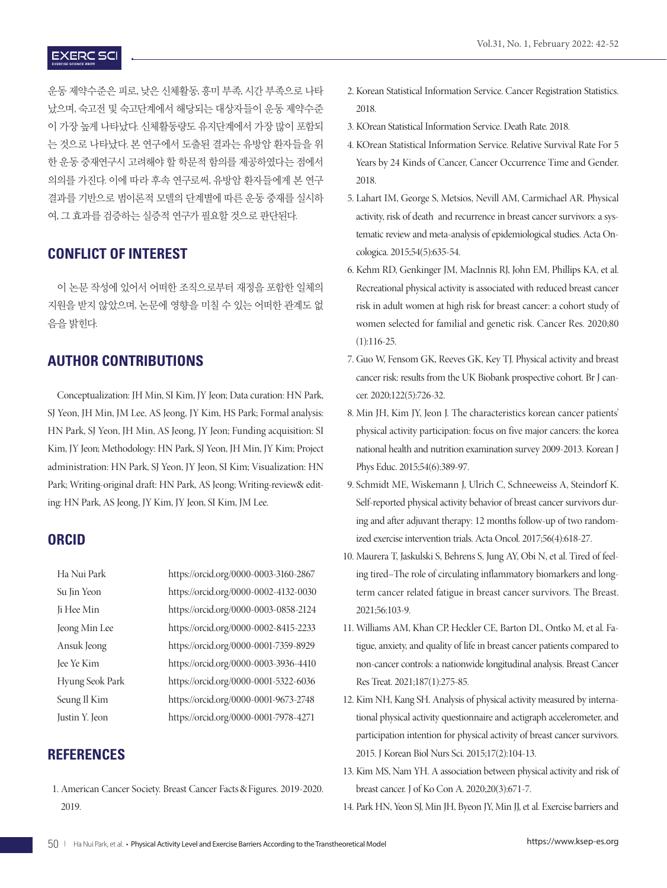운동 제약수준은 피로, 낮은 신체활동, 흥미 부족, 시간 부족으로 나타났으며, 숙고전 및 숙고단계에서 해당되는 대상자들이 운동 제약수준이 가장 높게 나타났다. 신체활동량도 유지단계에서 가장 많이 포함되는 것으로 나타났다. 본 연구에서 도출된 결과는 유방암 환자들을 위한 운동 중재연구시 고려해야 할 학문적 함의를 제공하였다는 점에서 의의를 가진다. 이에 따라 후속 연구로써, 유방암 환자들에게 본 연구결과를 기반으로 범이론적 모델의 단계별에 따른 운동 중재를 실시하여, 그 효과를 검증하는 실증적 연구가 필요할 것으로 판단된다.

## CONFLICT OF INTEREST

이 논문 작성에 있어서 어떠한 조직으로부터 재정을 포함한 일체의 지원을 받지 않았으며, 논문에 영향을 미칠 수 있는 어떠한 관계도 없음을 밝힌다.

## AUTHOR CONTRIBUTIONS

Conceptualization: JH Min, SI Kim, JY Jeon; Data curation: HN Park, SJ Yeon, JH Min, JM Lee, AS Jeong, JY Kim, HS Park; Formal analysis: HN Park, SJ Yeon, JH Min, AS Jeong, JY Jeon; Funding acquisition: SI Kim, JY Jeon; Methodology: HN Park, SJ Yeon, JH Min, JY Kim; Project administration: HN Park, SJ Yeon, JY Jeon, SI Kim; Visualization: HN Park; Writing-original draft: HN Park, AS Jeong; Writing-review& editing: HN Park, AS Jeong, JY Kim, JY Jeon, SI Kim, JM Lee.

## ORCID

| | |
|---|---|
| Ha Nui Park | https://orcid.org/0000-0003-3160-2867 |
| Su Jin Yeon | https://orcid.org/0000-0002-4132-0030 |
| Ji Hee Min | https://orcid.org/0000-0003-0858-2124 |
| Jeong Min Lee | https://orcid.org/0000-0002-8415-2233 |
| Ansuk Jeong | https://orcid.org/0000-0001-7359-8929 |
| Jee Ye Kim | https://orcid.org/0000-0003-3936-4410 |
| Hyung Seok Park | https://orcid.org/0000-0001-5322-6036 |
| Seung Il Kim | https://orcid.org/0000-0001-9673-2748 |
| Justin Y. Jeon | https://orcid.org/0000-0001-7978-4271 |

## REFERENCES

1. American Cancer Society. Breast Cancer Facts & Figures. 2019-2020. 2019.
2. Korean Statistical Information Service. Cancer Registration Statistics. 2018.
3. KOrean Statistical Information Service. Death Rate. 2018.
4. KOrean Statistical Information Service. Relative Survival Rate For 5 Years by 24 Kinds of Cancer, Cancer Occurrence Time and Gender. 2018.
5. Lahart IM, George S, Metsios, Nevill AM, Carmichael AR. Physical activity, risk of death and recurrence in breast cancer survivors: a systematic review and meta-analysis of epidemiological studies. Acta Oncologica. 2015;54(5):635-54.
6. Kehm RD, Genkinger JM, MacInnis RJ, John EM, Phillips KA, et al. Recreational physical activity is associated with reduced breast cancer risk in adult women at high risk for breast cancer: a cohort study of women selected for familial and genetic risk. Cancer Res. 2020;80(1):116-25.
7. Guo W, Fensom GK, Reeves GK, Key TJ. Physical activity and breast cancer risk: results from the UK Biobank prospective cohort. Br J cancer. 2020;122(5):726-32.
8. Min JH, Kim JY, Jeon J. The characteristics korean cancer patients' physical activity participation: focus on five major cancers: the korea national health and nutrition examination survey 2009-2013. Korean J Phys Educ. 2015;54(6):389-97.
9. Schmidt ME, Wiskemann J, Ulrich C, Schneeweiss A, Steindorf K. Self-reported physical activity behavior of breast cancer survivors during and after adjuvant therapy: 12 months follow-up of two randomized exercise intervention trials. Acta Oncol. 2017;56(4):618-27.
10. Maurera T, Jaskulski S, Behrens S, Jung AY, Obi N, et al. Tired of feeling tired–The role of circulating inflammatory biomarkers and long-term cancer related fatigue in breast cancer survivors. The Breast. 2021;56:103-9.
11. Williams AM, Khan CP, Heckler CE, Barton DL, Ontko M, et al. Fatigue, anxiety, and quality of life in breast cancer patients compared to non-cancer controls: a nationwide longitudinal analysis. Breast Cancer Res Treat. 2021;187(1):275-85.
12. Kim NH, Kang SH. Analysis of physical activity measured by international physical activity questionnaire and actigraph accelerometer, and participation intention for physical activity of breast cancer survivors. 2015. J Korean Biol Nurs Sci. 2015;17(2):104-13.
13. Kim MS, Nam YH. A association between physical activity and risk of breast cancer. J of Ko Con A. 2020;20(3):671-7.
14. Park HN, Yeon SJ, Min JH, Byeon JY, Min JJ, et al. Exercise barriers and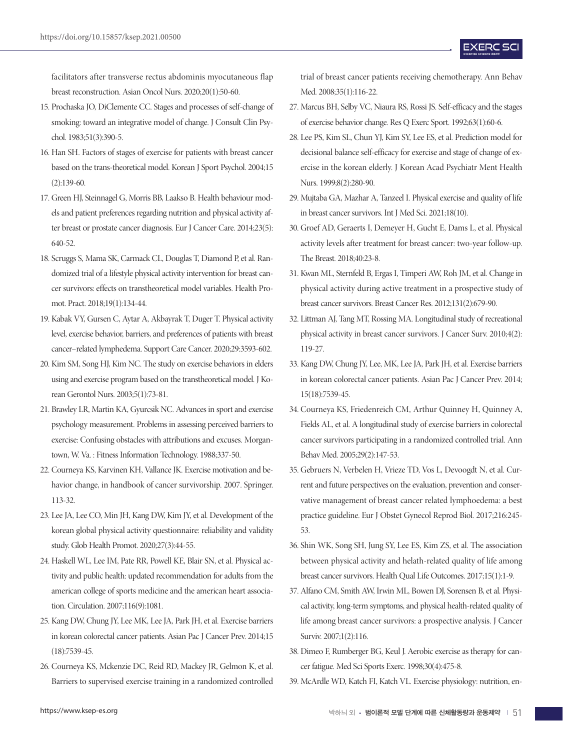facilitators after transverse rectus abdominis myocutaneous flap breast reconstruction. Asian Oncol Nurs. 2020;20(1):50-60.

15. Prochaska JO, DiClemente CC. Stages and processes of self-change of smoking: toward an integrative model of change. J Consult Clin Psychol. 1983;51(3):390-5.
16. Han SH. Factors of stages of exercise for patients with breast cancer based on the trans-theoretical model. Korean J Sport Psychol. 2004;15(2):139-60.
17. Green HJ, Steinnagel G, Morris BB, Laakso B. Health behaviour models and patient preferences regarding nutrition and physical activity after breast or prostate cancer diagnosis. Eur J Cancer Care. 2014;23(5):640-52.
18. Scruggs S, Mama SK, Carmack CL, Douglas T, Diamond P, et al. Randomized trial of a lifestyle physical activity intervention for breast cancer survivors: effects on transtheoretical model variables. Health Promot. Pract. 2018;19(1):134-44.
19. Kabak VY, Gursen C, Aytar A, Akbayrak T, Duger T. Physical activity level, exercise behavior, barriers, and preferences of patients with breast cancer–related lymphedema. Support Care Cancer. 2020;29:3593-602.
20. Kim SM, Song HJ, Kim NC. The study on exercise behaviors in elders using and exercise program based on the transtheoretical model. J Korean Gerontol Nurs. 2003;5(1):73-81.
21. Brawley LR, Martin KA, Gyurcsik NC. Advances in sport and exercise psychology measurement. Problems in assessing perceived barriers to exercise: Confusing obstacles with attributions and excuses. Morgantown, W. Va. : Fitness Information Technology. 1988;337-50.
22. Courneya KS, Karvinen KH, Vallance JK. Exercise motivation and behavior change, in handbook of cancer survivorship. 2007. Springer. 113-32.
23. Lee JA, Lee CO, Min JH, Kang DW, Kim JY, et al. Development of the korean global physical activity questionnaire: reliability and validity study. Glob Health Promot. 2020;27(3):44-55.
24. Haskell WL, Lee IM, Pate RR, Powell KE, Blair SN, et al. Physical activity and public health: updated recommendation for adults from the american college of sports medicine and the american heart association. Circulation. 2007;116(9):1081.
25. Kang DW, Chung JY, Lee MK, Lee JA, Park JH, et al. Exercise barriers in korean colorectal cancer patients. Asian Pac J Cancer Prev. 2014;15(18):7539-45.
26. Courneya KS, Mckenzie DC, Reid RD, Mackey JR, Gelmon K, et al. Barriers to supervised exercise training in a randomized controlled trial of breast cancer patients receiving chemotherapy. Ann Behav Med. 2008;35(1):116-22.
27. Marcus BH, Selby VC, Niaura RS, Rossi JS. Self-efficacy and the stages of exercise behavior change. Res Q Exerc Sport. 1992;63(1):60-6.
28. Lee PS, Kim SL, Chun YJ, Kim SY, Lee ES, et al. Prediction model for decisional balance self-efficacy for exercise and stage of change of exercise in the korean elderly. J Korean Acad Psychiatr Ment Health Nurs. 1999;8(2):280-90.
29. Mujtaba GA, Mazhar A, Tanzeel I. Physical exercise and quality of life in breast cancer survivors. Int J Med Sci. 2021;18(10).
30. Groef AD, Geraerts I, Demeyer H, Gucht E, Dams L, et al. Physical activity levels after treatment for breast cancer: two-year follow-up. The Breast. 2018;40:23-8.
31. Kwan ML, Sternfeld B, Ergas I, Timperi AW, Roh JM, et al. Change in physical activity during active treatment in a prospective study of breast cancer survivors. Breast Cancer Res. 2012;131(2):679-90.
32. Littman AJ, Tang MT, Rossing MA. Longitudinal study of recreational physical activity in breast cancer survivors. J Cancer Surv. 2010;4(2):119-27.
33. Kang DW, Chung JY, Lee, MK, Lee JA, Park JH, et al. Exercise barriers in korean colorectal cancer patients. Asian Pac J Cancer Prev. 2014;15(18):7539-45.
34. Courneya KS, Friedenreich CM, Arthur Quinney H, Quinney A, Fields AL, et al. A longitudinal study of exercise barriers in colorectal cancer survivors participating in a randomized controlled trial. Ann Behav Med. 2005;29(2):147-53.
35. Gebruers N, Verbelen H, Vrieze TD, Vos L, Devoogdt N, et al. Current and future perspectives on the evaluation, prevention and conservative management of breast cancer related lymphoedema: a best practice guideline. Eur J Obstet Gynecol Reprod Biol. 2017;216:245-53.
36. Shin WK, Song SH, Jung SY, Lee ES, Kim ZS, et al. The association between physical activity and helath-related quality of life among breast cancer survivors. Health Qual Life Outcomes. 2017;15(1):1-9.
37. Alfano CM, Smith AW, Irwin ML, Bowen DJ, Sorensen B, et al. Physical activity, long-term symptoms, and physical health-related quality of life among breast cancer survivors: a prospective analysis. J Cancer Surviv. 2007;1(2):116.
38. Dimeo F, Rumberger BG, Keul J. Aerobic exercise as therapy for cancer fatigue. Med Sci Sports Exerc. 1998;30(4):475-8.
39. McArdle WD, Katch FI, Katch VL. Exercise physiology: nutrition, en-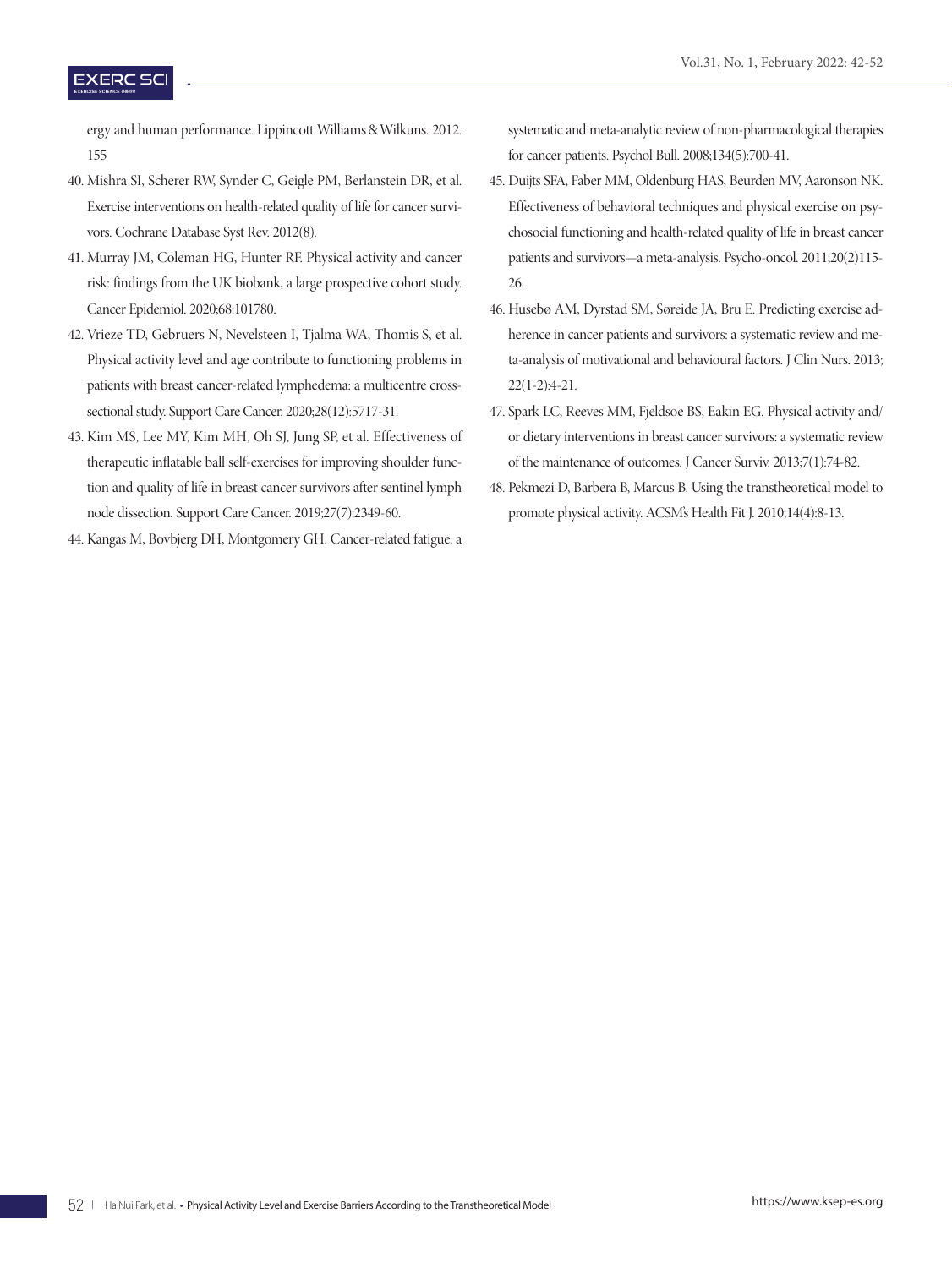ergy and human performance. Lippincott Williams & Wilkuns. 2012. 155

40. Mishra SI, Scherer RW, Synder C, Geigle PM, Berlanstein DR, et al. Exercise interventions on health-related quality of life for cancer survivors. Cochrane Database Syst Rev. 2012(8).
41. Murray JM, Coleman HG, Hunter RF. Physical activity and cancer risk: findings from the UK biobank, a large prospective cohort study. Cancer Epidemiol. 2020;68:101780.
42. Vrieze TD, Gebruers N, Nevelsteen I, Tjalma WA, Thomis S, et al. Physical activity level and age contribute to functioning problems in patients with breast cancer-related lymphedema: a multicentre cross-sectional study. Support Care Cancer. 2020;28(12):5717-31.
43. Kim MS, Lee MY, Kim MH, Oh SJ, Jung SP, et al. Effectiveness of therapeutic inflatable ball self-exercises for improving shoulder function and quality of life in breast cancer survivors after sentinel lymph node dissection. Support Care Cancer. 2019;27(7):2349-60.
44. Kangas M, Bovbjerg DH, Montgomery GH. Cancer-related fatigue: a systematic and meta-analytic review of non-pharmacological therapies for cancer patients. Psychol Bull. 2008;134(5):700-41.
45. Duijts SFA, Faber MM, Oldenburg HAS, Beurden MV, Aaronson NK. Effectiveness of behavioral techniques and physical exercise on psychosocial functioning and health-related quality of life in breast cancer patients and survivors—a meta-analysis. Psycho-oncol. 2011;20(2)115-26.
46. Husebø AM, Dyrstad SM, Søreide JA, Bru E. Predicting exercise adherence in cancer patients and survivors: a systematic review and meta-analysis of motivational and behavioural factors. J Clin Nurs. 2013; 22(1-2):4-21.
47. Spark LC, Reeves MM, Fjeldsoe BS, Eakin EG. Physical activity and/or dietary interventions in breast cancer survivors: a systematic review of the maintenance of outcomes. J Cancer Surviv. 2013;7(1):74-82.
48. Pekmezi D, Barbera B, Marcus B. Using the transtheoretical model to promote physical activity. ACSM's Health Fit J. 2010;14(4):8-13.